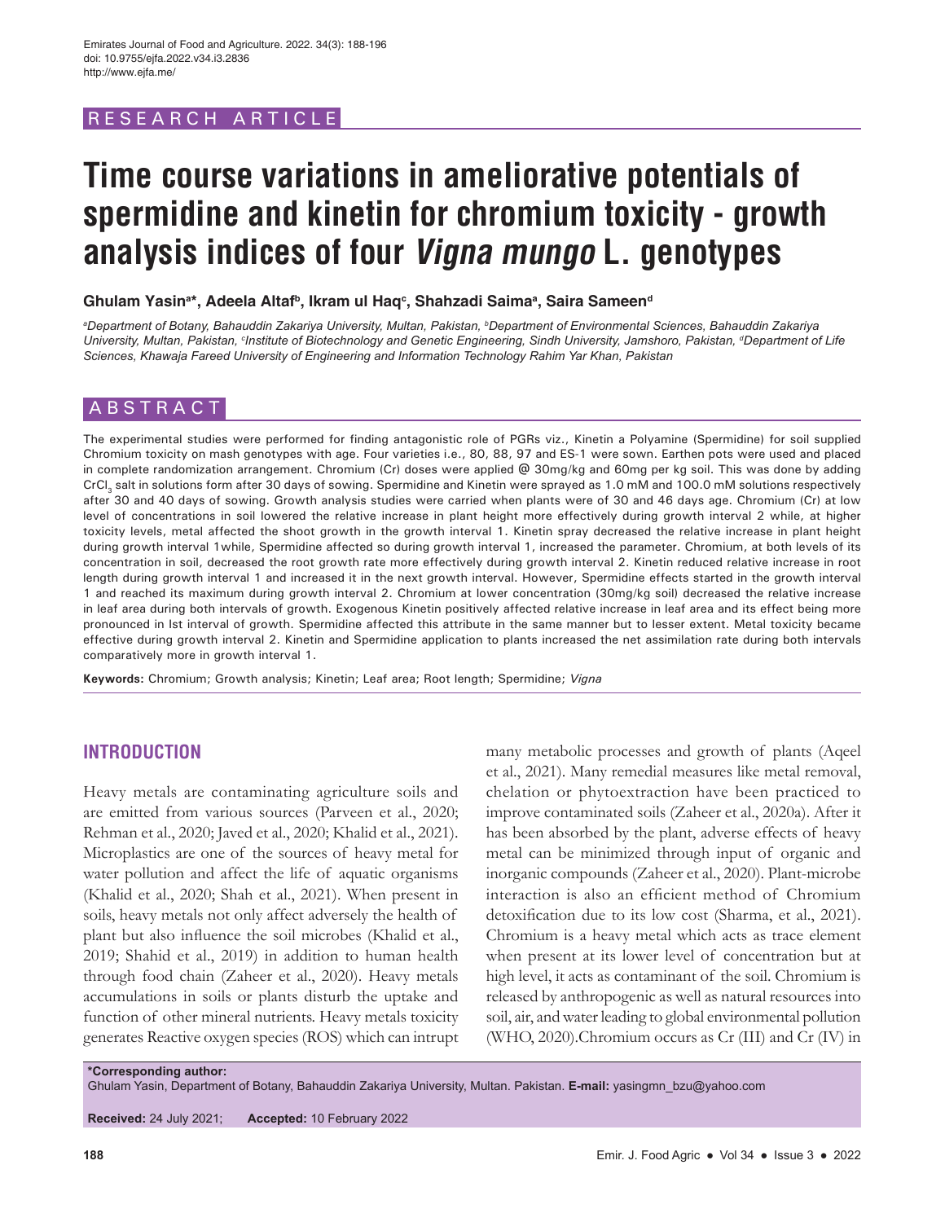RESEARCH ARTICLE

# Time course variations in ameliorative potentials of spermidine and kinetin for chromium toxicity - growth analysis indices of four *Vigna mungo* L. genotypes

**Ghulam Yasin[a]*, Adeela Altaf[b], Ikram ul Haq[c], Shahzadi Saima[a], Saira Sameen[d]**

*[a]Department of Botany, Bahauddin Zakariya University, Multan, Pakistan, [b]Department of Environmental Sciences, Bahauddin Zakariya University, Multan, Pakistan, [c]Institute of Biotechnology and Genetic Engineering, Sindh University, Jamshoro, Pakistan, [d]Department of Life Sciences, Khawaja Fareed University of Engineering and Information Technology Rahim Yar Khan, Pakistan*

## ABSTRACT

The experimental studies were performed for finding antagonistic role of PGRs viz., Kinetin a Polyamine (Spermidine) for soil supplied Chromium toxicity on mash genotypes with age. Four varieties i.e., 80, 88, 97 and ES-1 were sown. Earthen pots were used and placed in complete randomization arrangement. Chromium (Cr) doses were applied @ 30mg/kg and 60mg per kg soil. This was done by adding $CrCl_3$ salt in solutions form after 30 days of sowing. Spermidine and Kinetin were sprayed as 1.0 mM and 100.0 mM solutions respectively after 30 and 40 days of sowing. Growth analysis studies were carried when plants were of 30 and 46 days age. Chromium (Cr) at low level of concentrations in soil lowered the relative increase in plant height more effectively during growth interval 2 while, at higher toxicity levels, metal affected the shoot growth in the growth interval 1. Kinetin spray decreased the relative increase in plant height during growth interval 1while, Spermidine affected so during growth interval 1, increased the parameter. Chromium, at both levels of its concentration in soil, decreased the root growth rate more effectively during growth interval 2. Kinetin reduced relative increase in root length during growth interval 1 and increased it in the next growth interval. However, Spermidine effects started in the growth interval 1 and reached its maximum during growth interval 2. Chromium at lower concentration (30mg/kg soil) decreased the relative increase in leaf area during both intervals of growth. Exogenous Kinetin positively affected relative increase in leaf area and its effect being more pronounced in Ist interval of growth. Spermidine affected this attribute in the same manner but to lesser extent. Metal toxicity became effective during growth interval 2. Kinetin and Spermidine application to plants increased the net assimilation rate during both intervals comparatively more in growth interval 1.

**Keywords:** Chromium; Growth analysis; Kinetin; Leaf area; Root length; Spermidine; *Vigna*

## INTRODUCTION

Heavy metals are contaminating agriculture soils and are emitted from various sources (Parveen et al., 2020; Rehman et al., 2020; Javed et al., 2020; Khalid et al., 2021). Microplastics are one of the sources of heavy metal for water pollution and affect the life of aquatic organisms (Khalid et al., 2020; Shah et al., 2021). When present in soils, heavy metals not only affect adversely the health of plant but also influence the soil microbes (Khalid et al., 2019; Shahid et al., 2019) in addition to human health through food chain (Zaheer et al., 2020). Heavy metals accumulations in soils or plants disturb the uptake and function of other mineral nutrients. Heavy metals toxicity generates Reactive oxygen species (ROS) which can intrupt many metabolic processes and growth of plants (Aqeel et al., 2021). Many remedial measures like metal removal, chelation or phytoextraction have been practiced to improve contaminated soils (Zaheer et al., 2020a). After it has been absorbed by the plant, adverse effects of heavy metal can be minimized through input of organic and inorganic compounds (Zaheer et al., 2020). Plant-microbe interaction is also an efficient method of Chromium detoxification due to its low cost (Sharma, et al., 2021). Chromium is a heavy metal which acts as trace element when present at its lower level of concentration but at high level, it acts as contaminant of the soil. Chromium is released by anthropogenic as well as natural resources into soil, air, and water leading to global environmental pollution (WHO, 2020).Chromium occurs as Cr (III) and Cr (IV) in

**\*Corresponding author:**
Ghulam Yasin, Department of Botany, Bahauddin Zakariya University, Multan. Pakistan. **E-mail:** yasingmn_bzu@yahoo.com

**Received:** 24 July 2021; **Accepted:** 10 February 2022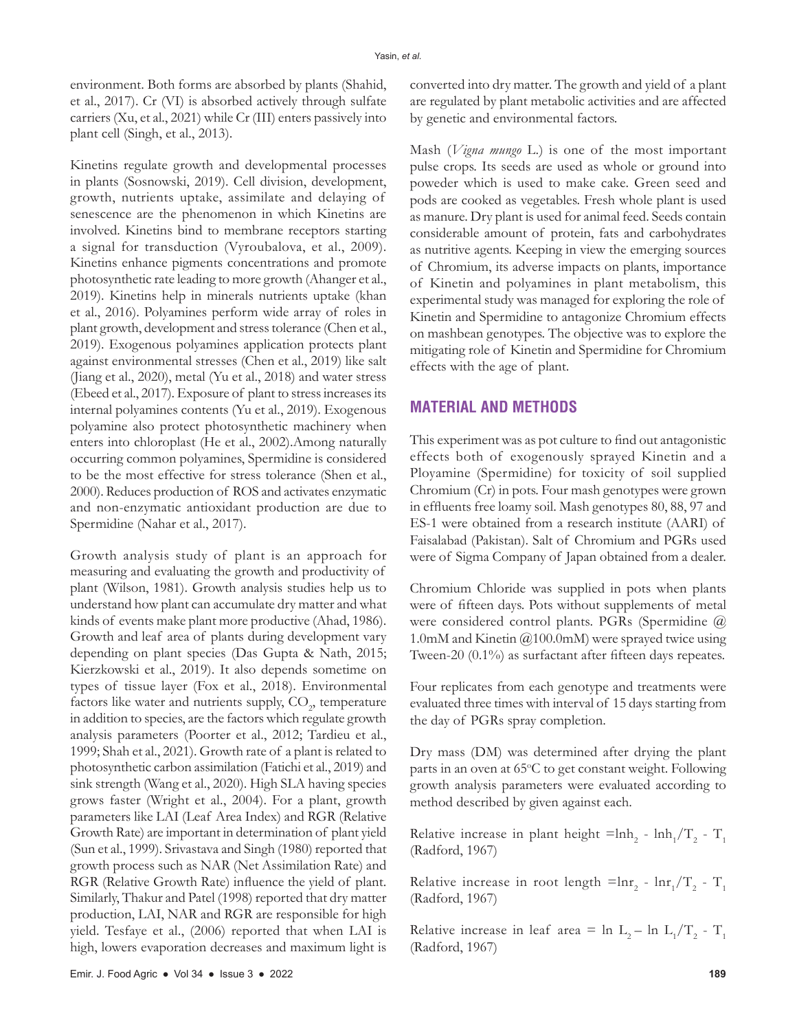environment. Both forms are absorbed by plants (Shahid, et al., 2017). Cr (VI) is absorbed actively through sulfate carriers (Xu, et al., 2021) while Cr (III) enters passively into plant cell (Singh, et al., 2013).

Kinetins regulate growth and developmental processes in plants (Sosnowski, 2019). Cell division, development, growth, nutrients uptake, assimilate and delaying of senescence are the phenomenon in which Kinetins are involved. Kinetins bind to membrane receptors starting a signal for transduction (Vyroubalova, et al., 2009). Kinetins enhance pigments concentrations and promote photosynthetic rate leading to more growth (Ahanger et al., 2019). Kinetins help in minerals nutrients uptake (khan et al., 2016). Polyamines perform wide array of roles in plant growth, development and stress tolerance (Chen et al., 2019). Exogenous polyamines application protects plant against environmental stresses (Chen et al., 2019) like salt (Jiang et al., 2020), metal (Yu et al., 2018) and water stress (Ebeed et al., 2017). Exposure of plant to stress increases its internal polyamines contents (Yu et al., 2019). Exogenous polyamine also protect photosynthetic machinery when enters into chloroplast (He et al., 2002).Among naturally occurring common polyamines, Spermidine is considered to be the most effective for stress tolerance (Shen et al., 2000). Reduces production of ROS and activates enzymatic and non-enzymatic antioxidant production are due to Spermidine (Nahar et al., 2017).

Growth analysis study of plant is an approach for measuring and evaluating the growth and productivity of plant (Wilson, 1981). Growth analysis studies help us to understand how plant can accumulate dry matter and what kinds of events make plant more productive (Ahad, 1986). Growth and leaf area of plants during development vary depending on plant species (Das Gupta & Nath, 2015; Kierzkowski et al., 2019). It also depends sometime on types of tissue layer (Fox et al., 2018). Environmental factors like water and nutrients supply, $CO_2$, temperature in addition to species, are the factors which regulate growth analysis parameters (Poorter et al., 2012; Tardieu et al., 1999; Shah et al., 2021). Growth rate of a plant is related to photosynthetic carbon assimilation (Fatichi et al., 2019) and sink strength (Wang et al., 2020). High SLA having species grows faster (Wright et al., 2004). For a plant, growth parameters like LAI (Leaf Area Index) and RGR (Relative Growth Rate) are important in determination of plant yield (Sun et al., 1999). Srivastava and Singh (1980) reported that growth process such as NAR (Net Assimilation Rate) and RGR (Relative Growth Rate) influence the yield of plant. Similarly, Thakur and Patel (1998) reported that dry matter production, LAI, NAR and RGR are responsible for high yield. Tesfaye et al., (2006) reported that when LAI is high, lowers evaporation decreases and maximum light is converted into dry matter. The growth and yield of a plant are regulated by plant metabolic activities and are affected by genetic and environmental factors.

Mash (*Vigna mungo* L.) is one of the most important pulse crops. Its seeds are used as whole or ground into poweder which is used to make cake. Green seed and pods are cooked as vegetables. Fresh whole plant is used as manure. Dry plant is used for animal feed. Seeds contain considerable amount of protein, fats and carbohydrates as nutritive agents. Keeping in view the emerging sources of Chromium, its adverse impacts on plants, importance of Kinetin and polyamines in plant metabolism, this experimental study was managed for exploring the role of Kinetin and Spermidine to antagonize Chromium effects on mashbean genotypes. The objective was to explore the mitigating role of Kinetin and Spermidine for Chromium effects with the age of plant.

## MATERIAL AND METHODS

This experiment was as pot culture to find out antagonistic effects both of exogenously sprayed Kinetin and a Ployamine (Spermidine) for toxicity of soil supplied Chromium (Cr) in pots. Four mash genotypes were grown in effluents free loamy soil. Mash genotypes 80, 88, 97 and ES-1 were obtained from a research institute (AARI) of Faisalabad (Pakistan). Salt of Chromium and PGRs used were of Sigma Company of Japan obtained from a dealer.

Chromium Chloride was supplied in pots when plants were of fifteen days. Pots without supplements of metal were considered control plants. PGRs (Spermidine @ 1.0mM and Kinetin @100.0mM) were sprayed twice using Tween-20 (0.1%) as surfactant after fifteen days repeates.

Four replicates from each genotype and treatments were evaluated three times with interval of 15 days starting from the day of PGRs spray completion.

Dry mass (DM) was determined after drying the plant parts in an oven at 65°C to get constant weight. Following growth analysis parameters were evaluated according to method described by given against each.

Relative increase in plant height $= \ln h_2 - \ln h_1 / T_2 - T_1$ (Radford, 1967)

Relative increase in root length $= \ln r_2 - \ln r_1 / T_2 - T_1$ (Radford, 1967)

Relative increase in leaf area $= \ln L_2 - \ln L_1 / T_2 - T_1$ (Radford, 1967)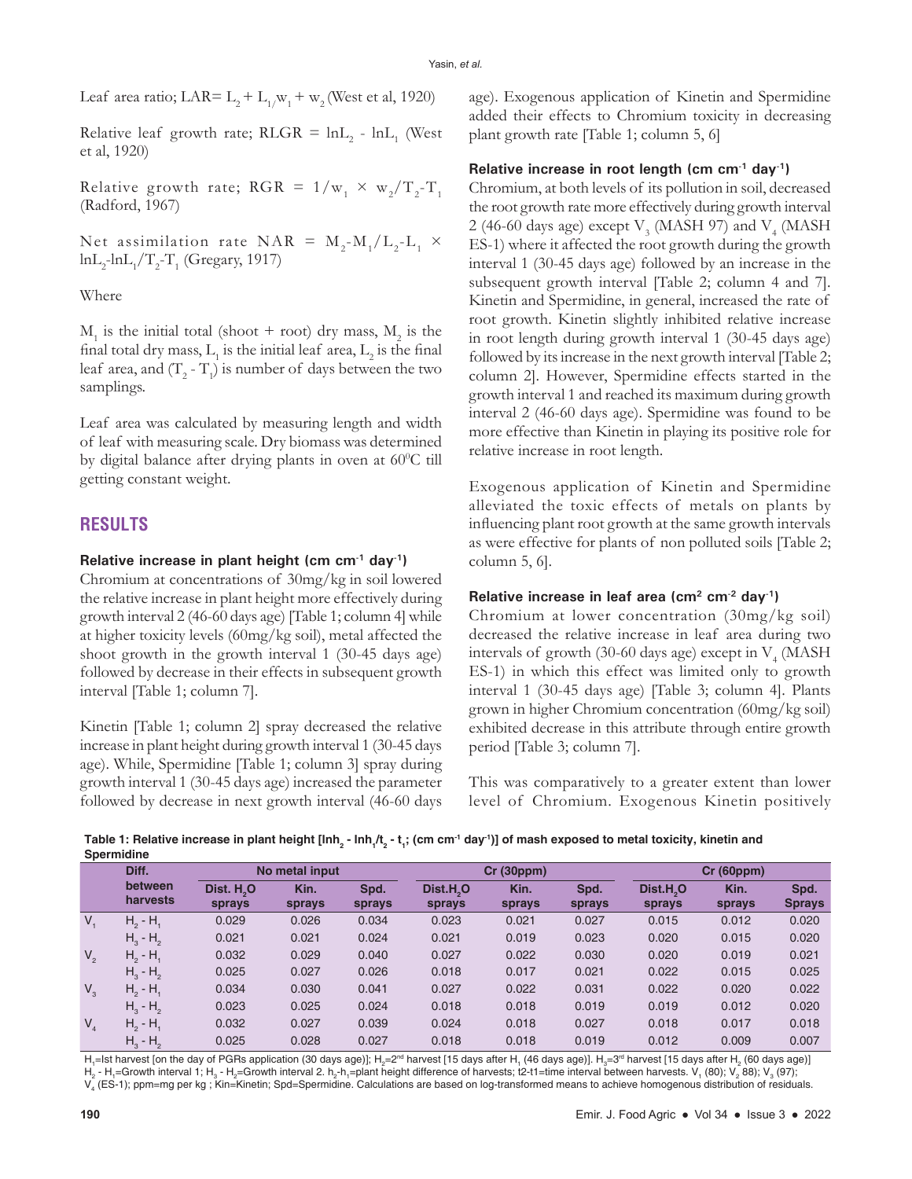Leaf area ratio; LAR= $L_2 + L_{1/}w_1 + w_2$ (West et al, 1920)

Relative leaf growth rate; RLGR = $\ln L_2 - \ln L_1$ (West et al, 1920)

Relative growth rate; RGR = $1/w_1 \times w_2/T_2\text{-}T_1$ (Radford, 1967)

Net assimilation rate NAR = $M_2\text{-}M_1/L_2\text{-}L_1 \times \ln L_2\text{-}\ln L_1/T_2\text{-}T_1$ (Gregary, 1917)

Where

$M_1$ is the initial total (shoot + root) dry mass, $M_2$ is the final total dry mass, $L_1$ is the initial leaf area, $L_2$ is the final leaf area, and $(T_2 - T_1)$ is number of days between the two samplings.

Leaf area was calculated by measuring length and width of leaf with measuring scale. Dry biomass was determined by digital balance after drying plants in oven at $60^0$C till getting constant weight.

## RESULTS

### Relative increase in plant height (cm $cm^{-1}$ $day^{-1}$)

Chromium at concentrations of 30mg/kg in soil lowered the relative increase in plant height more effectively during growth interval 2 (46-60 days age) [Table 1; column 4] while at higher toxicity levels (60mg/kg soil), metal affected the shoot growth in the growth interval 1 (30-45 days age) followed by decrease in their effects in subsequent growth interval [Table 1; column 7].

Kinetin [Table 1; column 2] spray decreased the relative increase in plant height during growth interval 1 (30-45 days age). While, Spermidine [Table 1; column 3] spray during growth interval 1 (30-45 days age) increased the parameter followed by decrease in next growth interval (46-60 days age). Exogenous application of Kinetin and Spermidine added their effects to Chromium toxicity in decreasing plant growth rate [Table 1; column 5, 6]

### Relative increase in root length (cm $cm^{-1}$ $day^{-1}$)

Chromium, at both levels of its pollution in soil, decreased the root growth rate more effectively during growth interval 2 (46-60 days age) except $V_3$ (MASH 97) and $V_4$ (MASH ES-1) where it affected the root growth during the growth interval 1 (30-45 days age) followed by an increase in the subsequent growth interval [Table 2; column 4 and 7]. Kinetin and Spermidine, in general, increased the rate of root growth. Kinetin slightly inhibited relative increase in root length during growth interval 1 (30-45 days age) followed by its increase in the next growth interval [Table 2; column 2]. However, Spermidine effects started in the growth interval 1 and reached its maximum during growth interval 2 (46-60 days age). Spermidine was found to be more effective than Kinetin in playing its positive role for relative increase in root length.

Exogenous application of Kinetin and Spermidine alleviated the toxic effects of metals on plants by influencing plant root growth at the same growth intervals as were effective for plants of non polluted soils [Table 2; column 5, 6].

### Relative increase in leaf area ($cm^2$ $cm^{-2}$ $day^{-1}$)

Chromium at lower concentration (30mg/kg soil) decreased the relative increase in leaf area during two intervals of growth (30-60 days age) except $V_4$ (MASH ES-1) in which this effect was limited only to growth interval 1 (30-45 days age) [Table 3; column 4]. Plants grown in higher Chromium concentration (60mg/kg soil) exhibited decrease in this attribute through entire growth period [Table 3; column 7].

This was comparatively to a greater extent than lower level of Chromium. Exogenous Kinetin positively

**Table 1: Relative increase in plant height [$\ln h_2 - \ln h_1/t_2 - t_1$; (cm $cm^{-1}$ $day^{-1}$)] of mash exposed to metal toxicity, kinetin and Spermidine**

| | Diff. between harvests | No metal input | | | Cr (30ppm) | | | Cr (60ppm) | | |
|---|---|---|---|---|---|---|---|---|---|---|
| | | Dist. $H_2O$ sprays | Kin. sprays | Spd. sprays | Dist. $H_2O$ sprays | Kin. sprays | Spd. sprays | Dist. $H_2O$ sprays | Kin. sprays | Spd. Sprays |
| $V_1$ | $H_2$ - $H_1$ | 0.029 | 0.026 | 0.034 | 0.023 | 0.021 | 0.027 | 0.015 | 0.012 | 0.020 |
| | $H_3$ - $H_2$ | 0.021 | 0.021 | 0.024 | 0.021 | 0.019 | 0.023 | 0.020 | 0.015 | 0.020 |
| $V_2$ | $H_2$ - $H_1$ | 0.032 | 0.029 | 0.040 | 0.027 | 0.022 | 0.030 | 0.020 | 0.019 | 0.021 |
| | $H_3$ - $H_2$ | 0.025 | 0.027 | 0.026 | 0.018 | 0.017 | 0.021 | 0.022 | 0.015 | 0.025 |
| $V_3$ | $H_2$ - $H_1$ | 0.034 | 0.030 | 0.041 | 0.027 | 0.022 | 0.031 | 0.022 | 0.020 | 0.022 |
| | $H_3$ - $H_2$ | 0.023 | 0.025 | 0.024 | 0.018 | 0.018 | 0.019 | 0.019 | 0.012 | 0.020 |
| $V_4$ | $H_2$ - $H_1$ | 0.032 | 0.027 | 0.039 | 0.024 | 0.018 | 0.027 | 0.018 | 0.017 | 0.018 |
| | $H_3$ - $H_2$ | 0.025 | 0.028 | 0.027 | 0.018 | 0.018 | 0.019 | 0.012 | 0.009 | 0.007 |

$H_1$=Ist harvest [on the day of PGRs application (30 days age)]; $H_2$=2nd harvest [15 days after $H_1$ (46 days age)]. $H_3$=3rd harvest [15 days after $H_2$ (60 days age)] $H_2$ - $H_1$=Growth interval 1; $H_3$ - $H_2$=Growth interval 2. $h_2$-$h_1$=plant height difference of harvests; t2-t1=time interval between harvests. $V_1$ (80); $V_2$ 88); $V_3$ (97); $V_4$ (ES-1); ppm=mg per kg ; Kin=Kinetin; Spd=Spermidine. Calculations are based on log-transformed means to achieve homogenous distribution of residuals.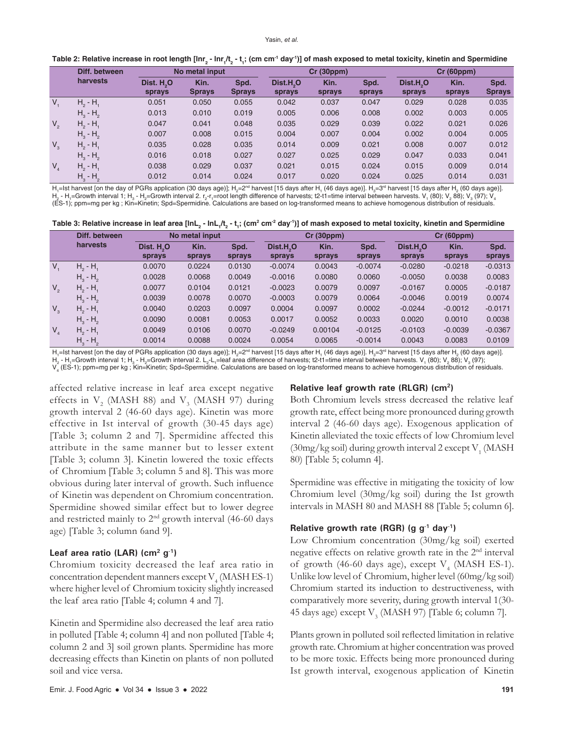**Table 2: Relative increase in root length [$\ln r_2 - \ln r_1 / t_2 - t_1$; (cm cm$^{-1}$ day$^{-1}$)] of mash exposed to metal toxicity, kinetin and Spermidine**

| | Diff. between harvests | No metal input | | | Cr (30ppm) | | | Cr (60ppm) | | |
|---|---|---|---|---|---|---|---|---|---|---|
| | | Dist. $H_2O$ sprays | Kin. Sprays | Spd. Sprays | Dist. $H_2O$ sprays | Kin. sprays | Spd. sprays | Dist. $H_2O$ sprays | Kin. sprays | Spd. Sprays |
| $V_1$ | $H_2$ - $H_1$ | 0.051 | 0.050 | 0.055 | 0.042 | 0.037 | 0.047 | 0.029 | 0.028 | 0.035 |
| | $H_3$ - $H_2$ | 0.013 | 0.010 | 0.019 | 0.005 | 0.006 | 0.008 | 0.002 | 0.003 | 0.005 |
| $V_2$ | $H_2$ - $H_1$ | 0.047 | 0.041 | 0.048 | 0.035 | 0.029 | 0.039 | 0.022 | 0.021 | 0.026 |
| | $H_3$ - $H_2$ | 0.007 | 0.008 | 0.015 | 0.004 | 0.007 | 0.004 | 0.002 | 0.004 | 0.005 |
| $V_3$ | $H_2$ - $H_1$ | 0.035 | 0.028 | 0.035 | 0.014 | 0.009 | 0.021 | 0.008 | 0.007 | 0.012 |
| | $H_3$ - $H_2$ | 0.016 | 0.018 | 0.027 | 0.027 | 0.025 | 0.029 | 0.047 | 0.033 | 0.041 |
| $V_4$ | $H_2$ - $H_1$ | 0.038 | 0.029 | 0.037 | 0.021 | 0.015 | 0.024 | 0.015 | 0.009 | 0.014 |
| | $H_3$ - $H_2$ | 0.012 | 0.014 | 0.024 | 0.017 | 0.020 | 0.024 | 0.025 | 0.014 | 0.031 |

$H_1$=Ist harvest [on the day of PGRs application (30 days age)]; $H_2$=2nd harvest [15 days after $H_1$ (46 days age)]. $H_3$=3rd harvest [15 days after $H_2$ (60 days age)]. $H_2$ - $H_1$=Growth interval 1; $H_3$ - $H_2$=Growth interval 2. $r_2$-$r_1$=root length difference of harvests; t2-t1=time interval between harvests. $V_1$ (80); $V_2$ 88); $V_3$ (97); $V_4$ (ES-1); ppm=mg per kg ; Kin=Kinetin; Spd=Spermidine. Calculations are based on log-transformed means to achieve homogenous distribution of residuals.

**Table 3: Relative increase in leaf area [$\ln L_2 - \ln L_1 / t_2 - t_1$; (cm$^2$ cm$^{-2}$ day$^{-1}$)] of mash exposed to metal toxicity, kinetin and Spermidine**

| | Diff. between harvests | No metal input | | | Cr (30ppm) | | | Cr (60ppm) | | |
|---|---|---|---|---|---|---|---|---|---|---|
| | | Dist. $H_2O$ sprays | Kin. sprays | Spd. sprays | Dist. $H_2O$ sprays | Kin. sprays | Spd. sprays | Dist. $H_2O$ sprays | Kin. sprays | Spd. sprays |
| $V_1$ | $H_2$ - $H_1$ | 0.0070 | 0.0224 | 0.0130 | -0.0074 | 0.0043 | -0.0074 | -0.0280 | -0.0218 | -0.0313 |
| | $H_3$ - $H_2$ | 0.0028 | 0.0068 | 0.0049 | -0.0016 | 0.0080 | 0.0060 | -0.0050 | 0.0038 | 0.0083 |
| $V_2$ | $H_2$ - $H_1$ | 0.0077 | 0.0104 | 0.0121 | -0.0023 | 0.0079 | 0.0097 | -0.0167 | 0.0005 | -0.0187 |
| | $H_3$ - $H_2$ | 0.0039 | 0.0078 | 0.0070 | -0.0003 | 0.0079 | 0.0064 | -0.0046 | 0.0019 | 0.0074 |
| $V_3$ | $H_2$ - $H_1$ | 0.0040 | 0.0203 | 0.0097 | 0.0004 | 0.0097 | 0.0002 | -0.0244 | -0.0012 | -0.0171 |
| | $H_3$ - $H_2$ | 0.0090 | 0.0081 | 0.0053 | 0.0017 | 0.0052 | 0.0033 | 0.0020 | 0.0010 | 0.0038 |
| $V_4$ | $H_2$ - $H_1$ | 0.0049 | 0.0106 | 0.0070 | -0.0249 | 0.00104 | -0.0125 | -0.0103 | -0.0039 | -0.0367 |
| | $H_3$ - $H_2$ | 0.0014 | 0.0088 | 0.0024 | 0.0054 | 0.0065 | -0.0014 | 0.0043 | 0.0083 | 0.0109 |

$H_1$=Ist harvest [on the day of PGRs application (30 days age)]; $H_2$=2nd harvest [15 days after $H_1$ (46 days age)]. $H_3$=3rd harvest [15 days after $H_2$ (60 days age)]. $H_2$ - $H_1$=Growth interval 1; $H_3$ - $H_2$=Growth interval 2. $L_2$-$L_1$=leaf area difference of harvests; t2-t1=time interval between harvests. $V_1$ (80); $V_2$ 88); $V_3$ (97); $V_4$ (ES-1); ppm=mg per kg ; Kin=Kinetin; Spd=Spermidine. Calculations are based on log-transformed means to achieve homogenous distribution of residuals.

affected relative increase in leaf area except negative effects in $V_2$ (MASH 88) and $V_3$ (MASH 97) during growth interval 2 (46-60 days age). Kinetin was more effective in Ist interval of growth (30-45 days age) [Table 3; column 2 and 7]. Spermidine affected this attribute in the same manner but to lesser extent [Table 3; column 3]. Kinetin lowered the toxic effects of Chromium [Table 3; column 5 and 8]. This was more obvious during later interval of growth. Such influence of Kinetin was dependent on Chromium concentration. Spermidine showed similar effect but to lower degree and restricted mainly to 2nd growth interval (46-60 days age) [Table 3; column 6and 9].

### Leaf area ratio (LAR) (cm$^2$ g$^{-1}$)

Chromium toxicity decreased the leaf area ratio in concentration dependent manners except $V_4$ (MASH ES-1) where higher level of Chromium toxicity slightly increased the leaf area ratio [Table 4; column 4 and 7].

Kinetin and Spermidine also decreased the leaf area ratio in polluted [Table 4; column 4] and non polluted [Table 4; column 2 and 3] soil grown plants. Spermidine has more decreasing effects than Kinetin on plants of non polluted soil and vice versa.

### Relative leaf growth rate (RLGR) (cm$^2$)

Both Chromium levels stress decreased the relative leaf growth rate, effect being more pronounced during growth interval 2 (46-60 days age). Exogenous application of Kinetin alleviated the toxic effects of low Chromium level (30mg/kg soil) during growth interval 2 except $V_1$ (MASH 80) [Table 5; column 4].

Spermidine was effective in mitigating the toxicity of low Chromium level (30mg/kg soil) during the Ist growth intervals in MASH 80 and MASH 88 [Table 5; column 6].

### Relative growth rate (RGR) (g g$^{-1}$ day$^{-1}$)

Low Chromium concentration (30mg/kg soil) exerted negative effects on relative growth rate in the 2nd interval of growth (46-60 days age), except $V_4$ (MASH ES-1). Unlike low level of Chromium, higher level (60mg/kg soil) Chromium started its induction to destructiveness, with comparatively more severity, during growth interval 1(30-45 days age) except $V_3$ (MASH 97) [Table 6; column 7].

Plants grown in polluted soil reflected limitation in relative growth rate. Chromium at higher concentration was proved to be more toxic. Effects being more pronounced during Ist growth interval, exogenous application of Kinetin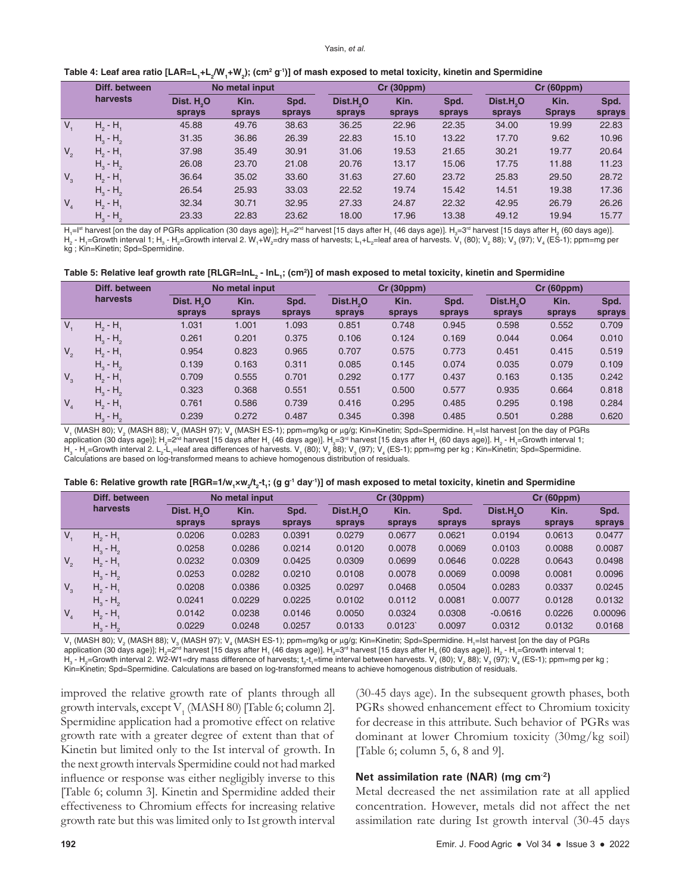**Table 4: Leaf area ratio [LAR=$L_1$+$L_2$/$W_1$+$W_2$); ($cm^2$ $g^{-1}$)] of mash exposed to metal toxicity, kinetin and Spermidine**

| | Diff. between harvests | No metal input | | | Cr (30ppm) | | | Cr (60ppm) | | |
|---|---|---|---|---|---|---|---|---|---|---|
| | | Dist. $H_2O$ sprays | Kin. sprays | Spd. sprays | Dist.$H_2O$ sprays | Kin. sprays | Spd. sprays | Dist.$H_2O$ sprays | Kin. Sprays | Spd. sprays |
| $V_1$ | $H_2$ - $H_1$ | 45.88 | 49.76 | 38.63 | 36.25 | 22.96 | 22.35 | 34.00 | 19.99 | 22.83 |
| | $H_3$ - $H_2$ | 31.35 | 36.86 | 26.39 | 22.83 | 15.10 | 13.22 | 17.70 | 9.62 | 10.96 |
| $V_2$ | $H_2$ - $H_1$ | 37.98 | 35.49 | 30.91 | 31.06 | 19.53 | 21.65 | 30.21 | 19.77 | 20.64 |
| | $H_3$ - $H_2$ | 26.08 | 23.70 | 21.08 | 20.76 | 13.17 | 15.06 | 17.75 | 11.88 | 11.23 |
| $V_3$ | $H_2$ - $H_1$ | 36.64 | 35.02 | 33.60 | 31.63 | 27.60 | 23.72 | 25.83 | 29.50 | 28.72 |
| | $H_3$ - $H_2$ | 26.54 | 25.93 | 33.03 | 22.52 | 19.74 | 15.42 | 14.51 | 19.38 | 17.36 |
| $V_4$ | $H_2$ - $H_1$ | 32.34 | 30.71 | 32.95 | 27.33 | 24.87 | 22.32 | 42.95 | 26.79 | 26.26 |
| | $H_3$ - $H_2$ | 23.33 | 22.83 | 23.62 | 18.00 | 17.96 | 13.38 | 49.12 | 19.94 | 15.77 |

$H_1$=I[st] harvest [on the day of PGRs application (30 days age)]; $H_2$=2[nd] harvest [15 days after $H_1$ (46 days age)]. $H_3$=3[rd] harvest [15 days after $H_2$ (60 days age)]. $H_2$ - $H_1$=Growth interval 1; $H_3$ - $H_2$=Growth interval 2. $W_1$+$W_2$=dry mass of harvests; $L_1$+$L_2$=leaf area of harvests. $V_1$ (80); $V_2$ 88); $V_3$ (97); $V_4$ (ES-1); ppm=mg per kg ; Kin=Kinetin; Spd=Spermidine.

**Table 5: Relative leaf growth rate [RLGR=ln$L_2$ - ln$L_1$; ($cm^2$)] of mash exposed to metal toxicity, kinetin and Spermidine**

| | Diff. between harvests | No metal input | | | Cr (30ppm) | | | Cr (60ppm) | | |
|---|---|---|---|---|---|---|---|---|---|---|
| | | Dist. $H_2O$ sprays | Kin. sprays | Spd. sprays | Dist.$H_2O$ sprays | Kin. sprays | Spd. sprays | Dist.$H_2O$ sprays | Kin. sprays | Spd. sprays |
| $V_1$ | $H_2$ - $H_1$ | 1.031 | 1.001 | 1.093 | 0.851 | 0.748 | 0.945 | 0.598 | 0.552 | 0.709 |
| | $H_3$ - $H_2$ | 0.261 | 0.201 | 0.375 | 0.106 | 0.124 | 0.169 | 0.044 | 0.064 | 0.010 |
| $V_2$ | $H_2$ - $H_1$ | 0.954 | 0.823 | 0.965 | 0.707 | 0.575 | 0.773 | 0.451 | 0.415 | 0.519 |
| | $H_3$ - $H_2$ | 0.139 | 0.163 | 0.311 | 0.085 | 0.145 | 0.074 | 0.035 | 0.079 | 0.109 |
| $V_3$ | $H_2$ - $H_1$ | 0.709 | 0.555 | 0.701 | 0.292 | 0.177 | 0.437 | 0.163 | 0.135 | 0.242 |
| | $H_3$ - $H_2$ | 0.323 | 0.368 | 0.551 | 0.551 | 0.500 | 0.577 | 0.935 | 0.664 | 0.818 |
| $V_4$ | $H_2$ - $H_1$ | 0.761 | 0.586 | 0.739 | 0.416 | 0.295 | 0.485 | 0.295 | 0.198 | 0.284 |
| | $H_3$ - $H_2$ | 0.239 | 0.272 | 0.487 | 0.345 | 0.398 | 0.485 | 0.501 | 0.288 | 0.620 |

$V_1$ (MASH 80); $V_2$ (MASH 88); $V_3$ (MASH 97); $V_4$ (MASH ES-1); ppm=mg/kg or μg/g; Kin=Kinetin; Spd=Spermidine. $H_1$=Ist harvest [on the day of PGRs application (30 days age)]; $H_2$=2[nd] harvest [15 days after $H_1$ (46 days age)]. $H_3$=3[rd] harvest [15 days after $H_2$ (60 days age)]. $H_2$ - $H_1$=Growth interval 1; $H_3$ - $H_2$=Growth interval 2. $L_2$-$L_1$=leaf area differences of harvests. $V_1$ (80); $V_2$ 88); $V_3$ (97); $V_4$ (ES-1); ppm=mg per kg ; Kin=Kinetin; Spd=Spermidine. Calculations are based on log-transformed means to achieve homogenous distribution of residuals.

**Table 6: Relative growth rate [RGR=1/$w_1$×$w_2$/$t_2$-$t_1$; (g $g^{-1}$ $day^{-1}$)] of mash exposed to metal toxicity, kinetin and Spermidine**

| | Diff. between harvests | No metal input | | | Cr (30ppm) | | | Cr (60ppm) | | |
|---|---|---|---|---|---|---|---|---|---|---|
| | | Dist. $H_2O$ sprays | Kin. sprays | Spd. sprays | Dist.$H_2O$ sprays | Kin. sprays | Spd. sprays | Dist.$H_2O$ sprays | Kin. sprays | Spd. sprays |
| $V_1$ | $H_2$ - $H_1$ | 0.0206 | 0.0283 | 0.0391 | 0.0279 | 0.0677 | 0.0621 | 0.0194 | 0.0613 | 0.0477 |
| | $H_3$ - $H_2$ | 0.0258 | 0.0286 | 0.0214 | 0.0120 | 0.0078 | 0.0069 | 0.0103 | 0.0088 | 0.0087 |
| $V_2$ | $H_2$ - $H_1$ | 0.0232 | 0.0309 | 0.0425 | 0.0309 | 0.0699 | 0.0646 | 0.0228 | 0.0643 | 0.0498 |
| | $H_3$ - $H_2$ | 0.0253 | 0.0282 | 0.0210 | 0.0108 | 0.0078 | 0.0069 | 0.0098 | 0.0081 | 0.0096 |
| $V_3$ | $H_2$ - $H_1$ | 0.0208 | 0.0386 | 0.0325 | 0.0297 | 0.0468 | 0.0504 | 0.0283 | 0.0337 | 0.0245 |
| | $H_3$ - $H_2$ | 0.0241 | 0.0229 | 0.0225 | 0.0102 | 0.0112 | 0.0081 | 0.0077 | 0.0128 | 0.0132 |
| $V_4$ | $H_2$ - $H_1$ | 0.0142 | 0.0238 | 0.0146 | 0.0050 | 0.0324 | 0.0308 | -0.0616 | 0.0226 | 0.00096 |
| | $H_3$ - $H_2$ | 0.0229 | 0.0248 | 0.0257 | 0.0133 | 0.0123` | 0.0097 | 0.0312 | 0.0132 | 0.0168 |

$V_1$ (MASH 80); $V_2$ (MASH 88); $V_3$ (MASH 97); $V_4$ (MASH ES-1); ppm=mg/kg or μg/g; Kin=Kinetin; Spd=Spermidine. $H_1$=Ist harvest [on the day of PGRs application (30 days age)]; $H_2$=2[nd] harvest [15 days after $H_1$ (46 days age)]. $H_3$=3[rd] harvest [15 days after $H_2$ (60 days age)]. $H_2$ - $H_1$=Growth interval 1; $H_3$ - $H_2$=Growth interval 2. W2-W1=dry mass difference of harvests; $t_2$-$t_1$=time interval between harvests. $V_1$ (80); $V_2$ 88); $V_3$ (97); $V_4$ (ES-1); ppm=mg per kg ; Kin=Kinetin; Spd=Spermidine. Calculations are based on log-transformed means to achieve homogenous distribution of residuals.

improved the relative growth rate of plants through all growth intervals, except $V_1$ (MASH 80) [Table 6; column 2]. Spermidine application had a promotive effect on relative growth rate with a greater degree of extent than that of Kinetin but limited only to the Ist interval of growth. In the next growth intervals Spermidine could not had marked influence or response was either negligibly inverse to this [Table 6; column 3]. Kinetin and Spermidine added their effectiveness to Chromium effects for increasing relative growth rate but this was limited only to Ist growth interval (30-45 days age). In the subsequent growth phases, both PGRs showed enhancement effect to Chromium toxicity for decrease in this attribute. Such behavior of PGRs was dominant at lower Chromium toxicity (30mg/kg soil) [Table 6; column 5, 6, 8 and 9].

### Net assimilation rate (NAR) (mg $cm^{-2}$)

Metal decreased the net assimilation rate at all applied concentration. However, metals did not affect the net assimilation rate during Ist growth interval (30-45 days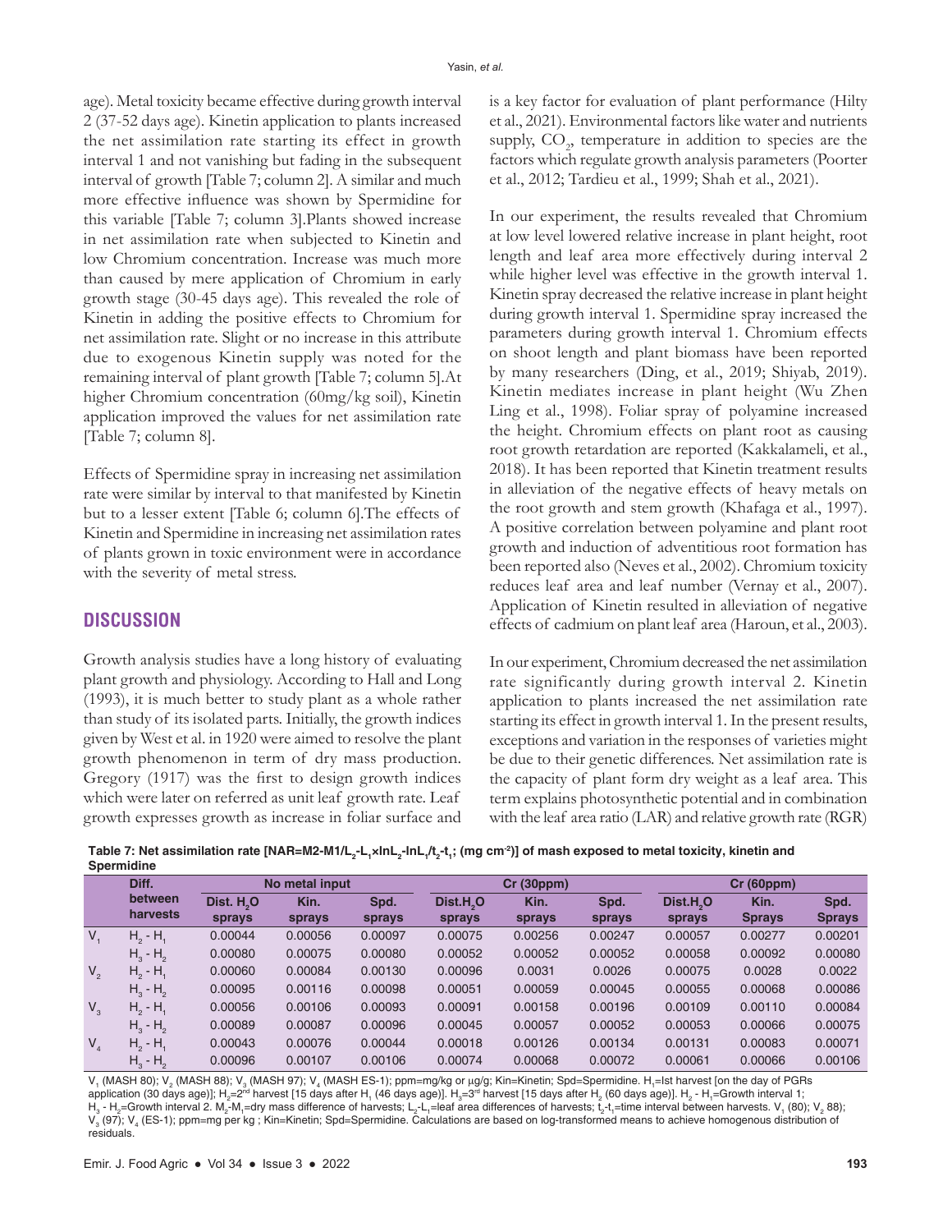age). Metal toxicity became effective during growth interval 2 (37-52 days age). Kinetin application to plants increased the net assimilation rate starting its effect in growth interval 1 and not vanishing but fading in the subsequent interval of growth [Table 7; column 2]. A similar and much more effective influence was shown by Spermidine for this variable [Table 7; column 3].Plants showed increase in net assimilation rate when subjected to Kinetin and low Chromium concentration. Increase was much more than caused by mere application of Chromium in early growth stage (30-45 days age). This revealed the role of Kinetin in adding the positive effects to Chromium for net assimilation rate. Slight or no increase in this attribute due to exogenous Kinetin supply was noted for the remaining interval of plant growth [Table 7; column 5].At higher Chromium concentration (60mg/kg soil), Kinetin application improved the values for net assimilation rate [Table 7; column 8].

Effects of Spermidine spray in increasing net assimilation rate were similar by interval to that manifested by Kinetin but to a lesser extent [Table 6; column 6].The effects of Kinetin and Spermidine in increasing net assimilation rates of plants grown in toxic environment were in accordance with the severity of metal stress.

## DISCUSSION

Growth analysis studies have a long history of evaluating plant growth and physiology. According to Hall and Long (1993), it is much better to study plant as a whole rather than study of its isolated parts. Initially, the growth indices given by West et al. in 1920 were aimed to resolve the plant growth phenomenon in term of dry mass production. Gregory (1917) was the first to design growth indices which were later on referred as unit leaf growth rate. Leaf growth expresses growth as increase in foliar surface and is a key factor for evaluation of plant performance (Hilty et al., 2021). Environmental factors like water and nutrients supply, $CO_2$, temperature in addition to species are the factors which regulate growth analysis parameters (Poorter et al., 2012; Tardieu et al., 1999; Shah et al., 2021).

In our experiment, the results revealed that Chromium at low level lowered relative increase in plant height, root length and leaf area more effectively during interval 2 while higher level was effective in the growth interval 1. Kinetin spray decreased the relative increase in plant height during growth interval 1. Spermidine spray increased the parameters during growth interval 1. Chromium effects on shoot length and plant biomass have been reported by many researchers (Ding, et al., 2019; Shiyab, 2019). Kinetin mediates increase in plant height (Wu Zhen Ling et al., 1998). Foliar spray of polyamine increased the height. Chromium effects on plant root as causing root growth retardation are reported (Kakkalameli, et al., 2018). It has been reported that Kinetin treatment results in alleviation of the negative effects of heavy metals on the root growth and stem growth (Khafaga et al., 1997). A positive correlation between polyamine and plant root growth and induction of adventitious root formation has been reported also (Neves et al., 2002). Chromium toxicity reduces leaf area and leaf number (Vernay et al., 2007). Application of Kinetin resulted in alleviation of negative effects of cadmium on plant leaf area (Haroun, et al., 2003).

In our experiment, Chromium decreased the net assimilation rate significantly during growth interval 2. Kinetin application to plants increased the net assimilation rate starting its effect in growth interval 1. In the present results, exceptions and variation in the responses of varieties might be due to their genetic differences. Net assimilation rate is the capacity of plant form dry weight as a leaf area. This term explains photosynthetic potential and in combination with the leaf area ratio (LAR) and relative growth rate (RGR)

**Table 7: Net assimilation rate [NAR=M2-M1/$L_2$-$L_1$×ln$L_2$-ln$L_1$/$t_2$-$t_1$; (mg cm$^{-2}$)] of mash exposed to metal toxicity, kinetin and Spermidine**

| | Diff. between harvests | No metal input | | | Cr (30ppm) | | | Cr (60ppm) | | |
|---|---|---|---|---|---|---|---|---|---|---|
| | | Dist. $H_2O$ sprays | Kin. sprays | Spd. sprays | Dist.$H_2O$ sprays | Kin. sprays | Spd. sprays | Dist.$H_2O$ sprays | Kin. Sprays | Spd. Sprays |
| $V_1$ | $H_2$ - $H_1$ | 0.00044 | 0.00056 | 0.00097 | 0.00075 | 0.00256 | 0.00247 | 0.00057 | 0.00277 | 0.00201 |
| | $H_3$ - $H_2$ | 0.00080 | 0.00075 | 0.00080 | 0.00052 | 0.00052 | 0.00052 | 0.00058 | 0.00092 | 0.00080 |
| $V_2$ | $H_2$ - $H_1$ | 0.00060 | 0.00084 | 0.00130 | 0.00096 | 0.0031 | 0.0026 | 0.00075 | 0.0028 | 0.0022 |
| | $H_3$ - $H_2$ | 0.00095 | 0.00116 | 0.00098 | 0.00051 | 0.00059 | 0.00045 | 0.00055 | 0.00068 | 0.00086 |
| $V_3$ | $H_2$ - $H_1$ | 0.00056 | 0.00106 | 0.00093 | 0.00091 | 0.00158 | 0.00196 | 0.00109 | 0.00110 | 0.00084 |
| | $H_3$ - $H_2$ | 0.00089 | 0.00087 | 0.00096 | 0.00045 | 0.00057 | 0.00052 | 0.00053 | 0.00066 | 0.00075 |
| $V_4$ | $H_2$ - $H_1$ | 0.00043 | 0.00076 | 0.00044 | 0.00018 | 0.00126 | 0.00134 | 0.00131 | 0.00083 | 0.00071 |
| | $H_3$ - $H_2$ | 0.00096 | 0.00107 | 0.00106 | 0.00074 | 0.00068 | 0.00072 | 0.00061 | 0.00066 | 0.00106 |

$V_1$ (MASH 80); $V_2$ (MASH 88); $V_3$ (MASH 97); $V_4$ (MASH ES-1); ppm=mg/kg or µg/g; Kin=Kinetin; Spd=Spermidine. $H_1$=Ist harvest [on the day of PGRs application (30 days age)]; $H_2$=2[nd] harvest [15 days after $H_1$ (46 days age)]. $H_3$=3[rd] harvest [15 days after $H_2$ (60 days age)]. $H_2$ - $H_1$=Growth interval 1; $H_3$ - $H_2$=Growth interval 2. $M_2$-$M_1$=dry mass difference of harvests; $L_2$-$L_1$=leaf area differences of harvests; $t_2$-$t_1$=time interval between harvests. $V_1$ (80); $V_2$ 88); $V_3$ (97); $V_4$ (ES-1); ppm=mg per kg ; Kin=Kinetin; Spd=Spermidine. Calculations are based on log-transformed means to achieve homogenous distribution of residuals.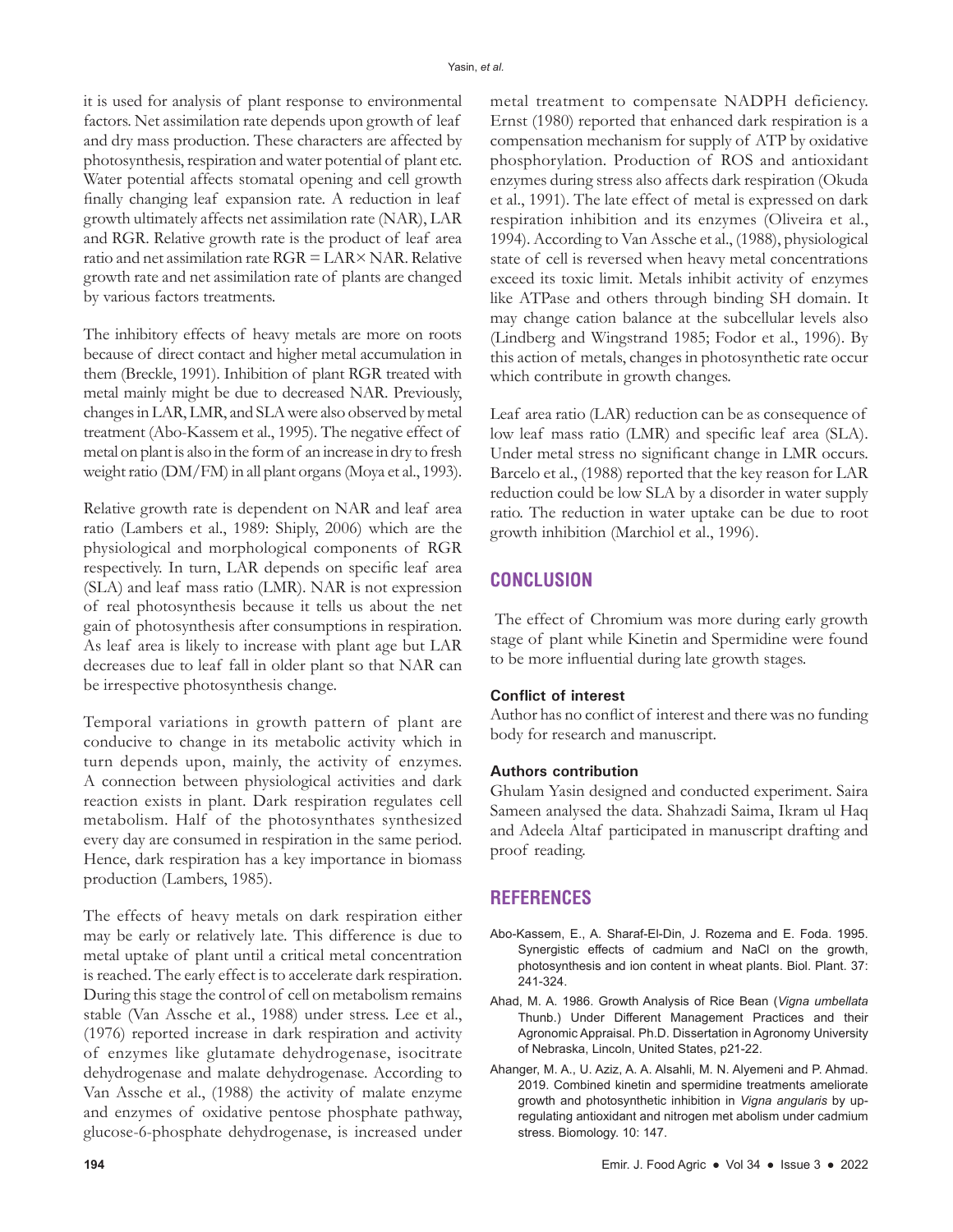it is used for analysis of plant response to environmental factors. Net assimilation rate depends upon growth of leaf and dry mass production. These characters are affected by photosynthesis, respiration and water potential of plant etc. Water potential affects stomatal opening and cell growth finally changing leaf expansion rate. A reduction in leaf growth ultimately affects net assimilation rate (NAR), LAR and RGR. Relative growth rate is the product of leaf area ratio and net assimilation rate $RGR = LAR \times NAR$. Relative growth rate and net assimilation rate of plants are changed by various factors treatments.

The inhibitory effects of heavy metals are more on roots because of direct contact and higher metal accumulation in them (Breckle, 1991). Inhibition of plant RGR treated with metal mainly might be due to decreased NAR. Previously, changes in LAR, LMR, and SLA were also observed by metal treatment (Abo-Kassem et al., 1995). The negative effect of metal on plant is also in the form of an increase in dry to fresh weight ratio (DM/FM) in all plant organs (Moya et al., 1993).

Relative growth rate is dependent on NAR and leaf area ratio (Lambers et al., 1989: Shiply, 2006) which are the physiological and morphological components of RGR respectively. In turn, LAR depends on specific leaf area (SLA) and leaf mass ratio (LMR). NAR is not expression of real photosynthesis because it tells us about the net gain of photosynthesis after consumptions in respiration. As leaf area is likely to increase with plant age but LAR decreases due to leaf fall in older plant so that NAR can be irrespective photosynthesis change.

Temporal variations in growth pattern of plant are conducive to change in its metabolic activity which in turn depends upon, mainly, the activity of enzymes. A connection between physiological activities and dark reaction exists in plant. Dark respiration regulates cell metabolism. Half of the photosynthates synthesized every day are consumed in respiration in the same period. Hence, dark respiration has a key importance in biomass production (Lambers, 1985).

The effects of heavy metals on dark respiration either may be early or relatively late. This difference is due to metal uptake of plant until a critical metal concentration is reached. The early effect is to accelerate dark respiration. During this stage the control of cell on metabolism remains stable (Van Assche et al., 1988) under stress. Lee et al., (1976) reported increase in dark respiration and activity of enzymes like glutamate dehydrogenase, isocitrate dehydrogenase and malate dehydrogenase. According to Van Assche et al., (1988) the activity of malate enzyme and enzymes of oxidative pentose phosphate pathway, glucose-6-phosphate dehydrogenase, is increased under metal treatment to compensate NADPH deficiency. Ernst (1980) reported that enhanced dark respiration is a compensation mechanism for supply of ATP by oxidative phosphorylation. Production of ROS and antioxidant enzymes during stress also affects dark respiration (Okuda et al., 1991). The late effect of metal is expressed on dark respiration inhibition and its enzymes (Oliveira et al., 1994). According to Van Assche et al., (1988), physiological state of cell is reversed when heavy metal concentrations exceed its toxic limit. Metals inhibit activity of enzymes like ATPase and others through binding SH domain. It may change cation balance at the subcellular levels also (Lindberg and Wingstrand 1985; Fodor et al., 1996). By this action of metals, changes in photosynthetic rate occur which contribute in growth changes.

Leaf area ratio (LAR) reduction can be as consequence of low leaf mass ratio (LMR) and specific leaf area (SLA). Under metal stress no significant change in LMR occurs. Barcelo et al., (1988) reported that the key reason for LAR reduction could be low SLA by a disorder in water supply ratio. The reduction in water uptake can be due to root growth inhibition (Marchiol et al., 1996).

## CONCLUSION

The effect of Chromium was more during early growth stage of plant while Kinetin and Spermidine were found to be more influential during late growth stages.

### Conflict of interest

Author has no conflict of interest and there was no funding body for research and manuscript.

### Authors contribution

Ghulam Yasin designed and conducted experiment. Saira Sameen analysed the data. Shahzadi Saima, Ikram ul Haq and Adeela Altaf participated in manuscript drafting and proof reading.

## REFERENCES

Abo-Kassem, E., A. Sharaf-El-Din, J. Rozema and E. Foda. 1995. Synergistic effects of cadmium and NaCl on the growth, photosynthesis and ion content in wheat plants. Biol. Plant. 37: 241-324.

Ahad, M. A. 1986. Growth Analysis of Rice Bean (*Vigna umbellata* Thunb.) Under Different Management Practices and their Agronomic Appraisal. Ph.D. Dissertation in Agronomy University of Nebraska, Lincoln, United States, p21-22.

Ahanger, M. A., U. Aziz, A. A. Alsahli, M. N. Alyemeni and P. Ahmad. 2019. Combined kinetin and spermidine treatments ameliorate growth and photosynthetic inhibition in *Vigna angularis* by up-regulating antioxidant and nitrogen met abolism under cadmium stress. Biomology. 10: 147.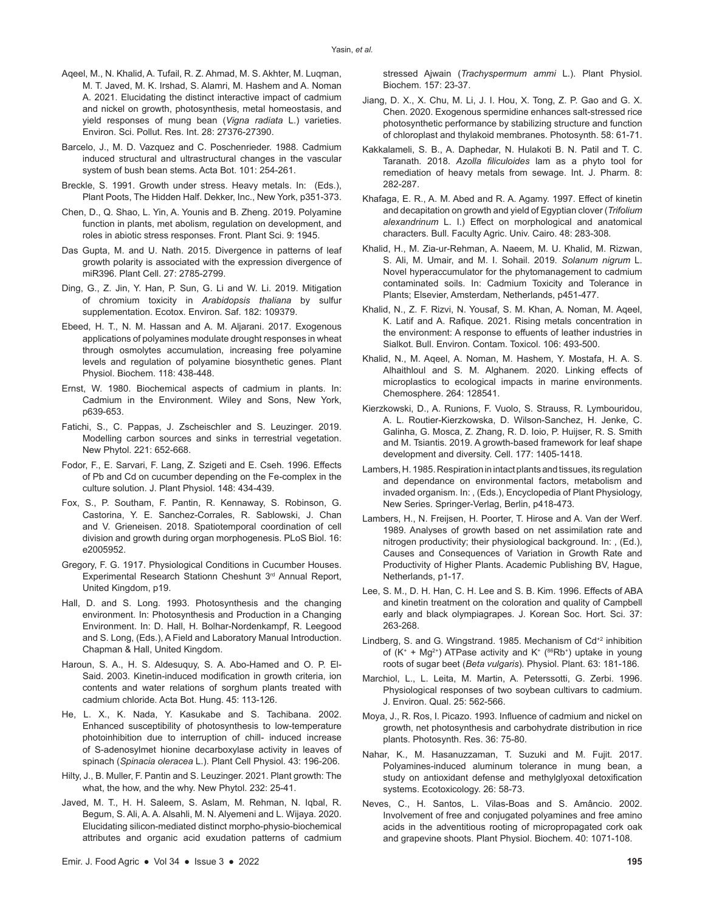Aqeel, M., N. Khalid, A. Tufail, R. Z. Ahmad, M. S. Akhter, M. Luqman, M. T. Javed, M. K. Irshad, S. Alamri, M. Hashem and A. Noman A. 2021. Elucidating the distinct interactive impact of cadmium and nickel on growth, photosynthesis, metal homeostasis, and yield responses of mung bean (*Vigna radiata* L.) varieties. Environ. Sci. Pollut. Res. Int. 28: 27376-27390.

Barcelo, J., M. D. Vazquez and C. Poschenrieder. 1988. Cadmium induced structural and ultrastructural changes in the vascular system of bush bean stems. Acta Bot. 101: 254-261.

Breckle, S. 1991. Growth under stress. Heavy metals. In: (Eds.), Plant Poots, The Hidden Half. Dekker, Inc., New York, p351-373.

Chen, D., Q. Shao, L. Yin, A. Younis and B. Zheng. 2019. Polyamine function in plants, met abolism, regulation on development, and roles in abiotic stress responses. Front. Plant Sci. 9: 1945.

Das Gupta, M. and U. Nath. 2015. Divergence in patterns of leaf growth polarity is associated with the expression divergence of miR396. Plant Cell. 27: 2785-2799.

Ding, G., Z. Jin, Y. Han, P. Sun, G. Li and W. Li. 2019. Mitigation of chromium toxicity in *Arabidopsis thaliana* by sulfur supplementation. Ecotox. Environ. Saf. 182: 109379.

Ebeed, H. T., N. M. Hassan and A. M. Aljarani. 2017. Exogenous applications of polyamines modulate drought responses in wheat through osmolytes accumulation, increasing free polyamine levels and regulation of polyamine biosynthetic genes. Plant Physiol. Biochem. 118: 438-448.

Ernst, W. 1980. Biochemical aspects of cadmium in plants. In: Cadmium in the Environment. Wiley and Sons, New York, p639-653.

Fatichi, S., C. Pappas, J. Zscheischler and S. Leuzinger. 2019. Modelling carbon sources and sinks in terrestrial vegetation. New Phytol. 221: 652-668.

Fodor, F., E. Sarvari, F. Lang, Z. Szigeti and E. Cseh. 1996. Effects of Pb and Cd on cucumber depending on the Fe-complex in the culture solution. J. Plant Physiol. 148: 434-439.

Fox, S., P. Southam, F. Pantin, R. Kennaway, S. Robinson, G. Castorina, Y. E. Sanchez-Corrales, R. Sablowski, J. Chan and V. Grieneisen. 2018. Spatiotemporal coordination of cell division and growth during organ morphogenesis. PLoS Biol. 16: e2005952.

Gregory, F. G. 1917. Physiological Conditions in Cucumber Houses. Experimental Research Stationn Cheshunt 3rd Annual Report, United Kingdom, p19.

Hall, D. and S. Long. 1993. Photosynthesis and the changing environment. In: Photosynthesis and Production in a Changing Environment. In: D. Hall, H. Bolhar-Nordenkampf, R. Leegood and S. Long, (Eds.), A Field and Laboratory Manual Introduction. Chapman & Hall, United Kingdom.

Haroun, S. A., H. S. Aldesuquy, S. A. Abo-Hamed and O. P. El-Said. 2003. Kinetin-induced modification in growth criteria, ion contents and water relations of sorghum plants treated with cadmium chloride. Acta Bot. Hung. 45: 113-126.

He, L. X., K. Nada, Y. Kasukabe and S. Tachibana. 2002. Enhanced susceptibility of photosynthesis to low-temperature photoinhibition due to interruption of chill- induced increase of S-adenosylmet hionine decarboxylase activity in leaves of spinach (*Spinacia oleracea* L.). Plant Cell Physiol. 43: 196-206.

Hilty, J., B. Muller, F. Pantin and S. Leuzinger. 2021. Plant growth: The what, the how, and the why. New Phytol. 232: 25-41.

Javed, M. T., H. H. Saleem, S. Aslam, M. Rehman, N. Iqbal, R. Begum, S. Ali, A. A. Alsahli, M. N. Alyemeni and L. Wijaya. 2020. Elucidating silicon-mediated distinct morpho-physio-biochemical attributes and organic acid exudation patterns of cadmium stressed Ajwain (*Trachyspermum ammi* L.). Plant Physiol. Biochem. 157: 23-37.

Jiang, D. X., X. Chu, M. Li, J. I. Hou, X. Tong, Z. P. Gao and G. X. Chen. 2020. Exogenous spermidine enhances salt-stressed rice photosynthetic performance by stabilizing structure and function of chloroplast and thylakoid membranes. Photosynth. 58: 61-71.

Kakkalameli, S. B., A. Daphedar, N. Hulakoti B. N. Patil and T. C. Taranath. 2018. *Azolla filiculoides* lam as a phyto tool for remediation of heavy metals from sewage. Int. J. Pharm. 8: 282-287.

Khafaga, E. R., A. M. Abed and R. A. Agamy. 1997. Effect of kinetin and decapitation on growth and yield of Egyptian clover (*Trifolium alexandrinum* L. I.) Effect on morphological and anatomical characters. Bull. Faculty Agric. Univ. Cairo. 48: 283-308.

Khalid, H., M. Zia-ur-Rehman, A. Naeem, M. U. Khalid, M. Rizwan, S. Ali, M. Umair, and M. I. Sohail. 2019. *Solanum nigrum* L. Novel hyperaccumulator for the phytomanagement to cadmium contaminated soils. In: Cadmium Toxicity and Tolerance in Plants; Elsevier, Amsterdam, Netherlands, p451-477.

Khalid, N., Z. F. Rizvi, N. Yousaf, S. M. Khan, A. Noman, M. Aqeel, K. Latif and A. Rafique. 2021. Rising metals concentration in the environment: A response to effuents of leather industries in Sialkot. Bull. Environ. Contam. Toxicol. 106: 493-500.

Khalid, N., M. Aqeel, A. Noman, M. Hashem, Y. Mostafa, H. A. S. Alhaithloul and S. M. Alghanem. 2020. Linking effects of microplastics to ecological impacts in marine environments. Chemosphere. 264: 128541.

Kierzkowski, D., A. Runions, F. Vuolo, S. Strauss, R. Lymbouridou, A. L. Routier-Kierzkowska, D. Wilson-Sanchez, H. Jenke, C. Galinha, G. Mosca, Z. Zhang, R. D. Ioio, P. Huijser, R. S. Smith and M. Tsiantis. 2019. A growth-based framework for leaf shape development and diversity. Cell. 177: 1405-1418.

Lambers, H. 1985. Respiration in intact plants and tissues, its regulation and dependance on environmental factors, metabolism and invaded organism. In: , (Eds.), Encyclopedia of Plant Physiology, New Series. Springer-Verlag, Berlin, p418-473.

Lambers, H., N. Freijsen, H. Poorter, T. Hirose and A. Van der Werf. 1989. Analyses of growth based on net assimilation rate and nitrogen productivity; their physiological background. In: , (Ed.), Causes and Consequences of Variation in Growth Rate and Productivity of Higher Plants. Academic Publishing BV, Hague, Netherlands, p1-17.

Lee, S. M., D. H. Han, C. H. Lee and S. B. Kim. 1996. Effects of ABA and kinetin treatment on the coloration and quality of Campbell early and black olympiagrapes. J. Korean Soc. Hort. Sci. 37: 263-268.

Lindberg, S. and G. Wingstrand. 1985. Mechanism of $Cd^{+2}$ inhibition of ($K^+$ + $Mg^{2+}$) ATPase activity and $K^+$ ($^{86}Rb^+$) uptake in young roots of sugar beet (*Beta vulgaris*). Physiol. Plant. 63: 181-186.

Marchiol, L., L. Leita, M. Martin, A. Peterssotti, G. Zerbi. 1996. Physiological responses of two soybean cultivars to cadmium. J. Environ. Qual. 25: 562-566.

Moya, J., R. Ros, I. Picazo. 1993. Influence of cadmium and nickel on growth, net photosynthesis and carbohydrate distribution in rice plants. Photosynth. Res. 36: 75-80.

Nahar, K., M. Hasanuzzaman, T. Suzuki and M. Fujit. 2017. Polyamines-induced aluminum tolerance in mung bean, a study on antioxidant defense and methylglyoxal detoxification systems. Ecotoxicology. 26: 58-73.

Neves, C., H. Santos, L. Vilas-Boas and S. Amâncio. 2002. Involvement of free and conjugated polyamines and free amino acids in the adventitious rooting of micropropagated cork oak and grapevine shoots. Plant Physiol. Biochem. 40: 1071-108.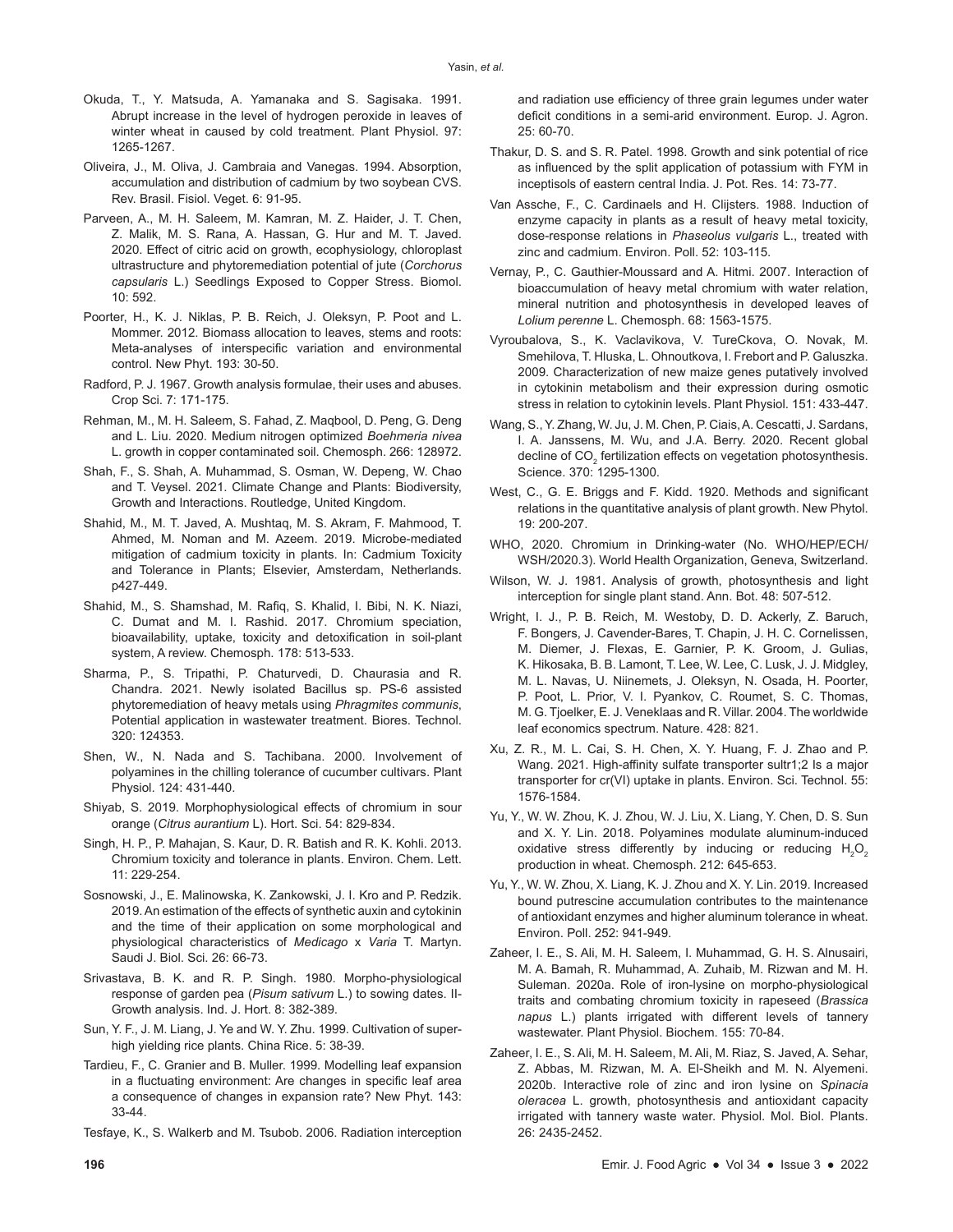Okuda, T., Y. Matsuda, A. Yamanaka and S. Sagisaka. 1991. Abrupt increase in the level of hydrogen peroxide in leaves of winter wheat in caused by cold treatment. Plant Physiol. 97: 1265-1267.

Oliveira, J., M. Oliva, J. Cambraia and Vanegas. 1994. Absorption, accumulation and distribution of cadmium by two soybean CVS. Rev. Brasil. Fisiol. Veget. 6: 91-95.

Parveen, A., M. H. Saleem, M. Kamran, M. Z. Haider, J. T. Chen, Z. Malik, M. S. Rana, A. Hassan, G. Hur and M. T. Javed. 2020. Effect of citric acid on growth, ecophysiology, chloroplast ultrastructure and phytoremediation potential of jute (*Corchorus capsularis* L.) Seedlings Exposed to Copper Stress. Biomol. 10: 592.

Poorter, H., K. J. Niklas, P. B. Reich, J. Oleksyn, P. Poot and L. Mommer. 2012. Biomass allocation to leaves, stems and roots: Meta-analyses of interspecific variation and environmental control. New Phyt. 193: 30-50.

Radford, P. J. 1967. Growth analysis formulae, their uses and abuses. Crop Sci. 7: 171-175.

Rehman, M., M. H. Saleem, S. Fahad, Z. Maqbool, D. Peng, G. Deng and L. Liu. 2020. Medium nitrogen optimized *Boehmeria nivea* L. growth in copper contaminated soil. Chemosph. 266: 128972.

Shah, F., S. Shah, A. Muhammad, S. Osman, W. Depeng, W. Chao and T. Veysel. 2021. Climate Change and Plants: Biodiversity, Growth and Interactions. Routledge, United Kingdom.

Shahid, M., M. T. Javed, A. Mushtaq, M. S. Akram, F. Mahmood, T. Ahmed, M. Noman and M. Azeem. 2019. Microbe-mediated mitigation of cadmium toxicity in plants. In: Cadmium Toxicity and Tolerance in Plants; Elsevier, Amsterdam, Netherlands. p427-449.

Shahid, M., S. Shamshad, M. Rafiq, S. Khalid, I. Bibi, N. K. Niazi, C. Dumat and M. I. Rashid. 2017. Chromium speciation, bioavailability, uptake, toxicity and detoxification in soil-plant system, A review. Chemosph. 178: 513-533.

Sharma, P., S. Tripathi, P. Chaturvedi, D. Chaurasia and R. Chandra. 2021. Newly isolated Bacillus sp. PS-6 assisted phytoremediation of heavy metals using *Phragmites communis*, Potential application in wastewater treatment. Biores. Technol. 320: 124353.

Shen, W., N. Nada and S. Tachibana. 2000. Involvement of polyamines in the chilling tolerance of cucumber cultivars. Plant Physiol. 124: 431-440.

Shiyab, S. 2019. Morphophysiological effects of chromium in sour orange (*Citrus aurantium* L). Hort. Sci. 54: 829-834.

Singh, H. P., P. Mahajan, S. Kaur, D. R. Batish and R. K. Kohli. 2013. Chromium toxicity and tolerance in plants. Environ. Chem. Lett. 11: 229-254.

Sosnowski, J., E. Malinowska, K. Zankowski, J. I. Kro and P. Redzik. 2019. An estimation of the effects of synthetic auxin and cytokinin and the time of their application on some morphological and physiological characteristics of *Medicago* x *Varia* T. Martyn. Saudi J. Biol. Sci. 26: 66-73.

Srivastava, B. K. and R. P. Singh. 1980. Morpho-physiological response of garden pea (*Pisum sativum* L.) to sowing dates. II-Growth analysis. Ind. J. Hort. 8: 382-389.

Sun, Y. F., J. M. Liang, J. Ye and W. Y. Zhu. 1999. Cultivation of super-high yielding rice plants. China Rice. 5: 38-39.

Tardieu, F., C. Granier and B. Muller. 1999. Modelling leaf expansion in a fluctuating environment: Are changes in specific leaf area a consequence of changes in expansion rate? New Phyt. 143: 33-44.

Tesfaye, K., S. Walkerb and M. Tsubob. 2006. Radiation interception and radiation use efficiency of three grain legumes under water deficit conditions in a semi-arid environment. Europ. J. Agron. 25: 60-70.

Thakur, D. S. and S. R. Patel. 1998. Growth and sink potential of rice as influenced by the split application of potassium with FYM in inceptisols of eastern central India. J. Pot. Res. 14: 73-77.

Van Assche, F., C. Cardinaels and H. Clijsters. 1988. Induction of enzyme capacity in plants as a result of heavy metal toxicity, dose-response relations in *Phaseolus vulgaris* L., treated with zinc and cadmium. Environ. Poll. 52: 103-115.

Vernay, P., C. Gauthier-Moussard and A. Hitmi. 2007. Interaction of bioaccumulation of heavy metal chromium with water relation, mineral nutrition and photosynthesis in developed leaves of *Lolium perenne* L. Chemosph. 68: 1563-1575.

Vyroubalova, S., K. Vaclavikova, V. TureCkova, O. Novak, M. Smehilova, T. Hluska, L. Ohnoutkova, I. Frebort and P. Galuszka. 2009. Characterization of new maize genes putatively involved in cytokinin metabolism and their expression during osmotic stress in relation to cytokinin levels. Plant Physiol. 151: 433-447.

Wang, S., Y. Zhang, W. Ju, J. M. Chen, P. Ciais, A. Cescatti, J. Sardans, I. A. Janssens, M. Wu, and J.A. Berry. 2020. Recent global decline of $CO_2$ fertilization effects on vegetation photosynthesis. Science. 370: 1295-1300.

West, C., G. E. Briggs and F. Kidd. 1920. Methods and significant relations in the quantitative analysis of plant growth. New Phytol. 19: 200-207.

WHO, 2020. Chromium in Drinking-water (No. WHO/HEP/ECH/WSH/2020.3). World Health Organization, Geneva, Switzerland.

Wilson, W. J. 1981. Analysis of growth, photosynthesis and light interception for single plant stand. Ann. Bot. 48: 507-512.

Wright, I. J., P. B. Reich, M. Westoby, D. D. Ackerly, Z. Baruch, F. Bongers, J. Cavender-Bares, T. Chapin, J. H. C. Cornelissen, M. Diemer, J. Flexas, E. Garnier, P. K. Groom, J. Gulias, K. Hikosaka, B. B. Lamont, T. Lee, W. Lee, C. Lusk, J. J. Midgley, M. L. Navas, U. Niinemets, J. Oleksyn, N. Osada, H. Poorter, P. Poot, L. Prior, V. I. Pyankov, C. Roumet, S. C. Thomas, M. G. Tjoelker, E. J. Veneklaas and R. Villar. 2004. The worldwide leaf economics spectrum. Nature. 428: 821.

Xu, Z. R., M. L. Cai, S. H. Chen, X. Y. Huang, F. J. Zhao and P. Wang. 2021. High-affinity sulfate transporter sultr1;2 Is a major transporter for cr(VI) uptake in plants. Environ. Sci. Technol. 55: 1576-1584.

Yu, Y., W. W. Zhou, K. J. Zhou, W. J. Liu, X. Liang, Y. Chen, D. S. Sun and X. Y. Lin. 2018. Polyamines modulate aluminum-induced oxidative stress differently by inducing or reducing $H_2O_2$ production in wheat. Chemosph. 212: 645-653.

Yu, Y., W. W. Zhou, X. Liang, K. J. Zhou and X. Y. Lin. 2019. Increased bound putrescine accumulation contributes to the maintenance of antioxidant enzymes and higher aluminum tolerance in wheat. Environ. Poll. 252: 941-949.

Zaheer, I. E., S. Ali, M. H. Saleem, I. Muhammad, G. H. S. Alnusairi, M. A. Bamah, R. Muhammad, A. Zuhaib, M. Rizwan and M. H. Suleman. 2020a. Role of iron-lysine on morpho-physiological traits and combating chromium toxicity in rapeseed (*Brassica napus* L.) plants irrigated with different levels of tannery wastewater. Plant Physiol. Biochem. 155: 70-84.

Zaheer, I. E., S. Ali, M. H. Saleem, M. Ali, M. Riaz, S. Javed, A. Sehar, Z. Abbas, M. Rizwan, M. A. El-Sheikh and M. N. Alyemeni. 2020b. Interactive role of zinc and iron lysine on *Spinacia oleracea* L. growth, photosynthesis and antioxidant capacity irrigated with tannery waste water. Physiol. Mol. Biol. Plants. 26: 2435-2452.